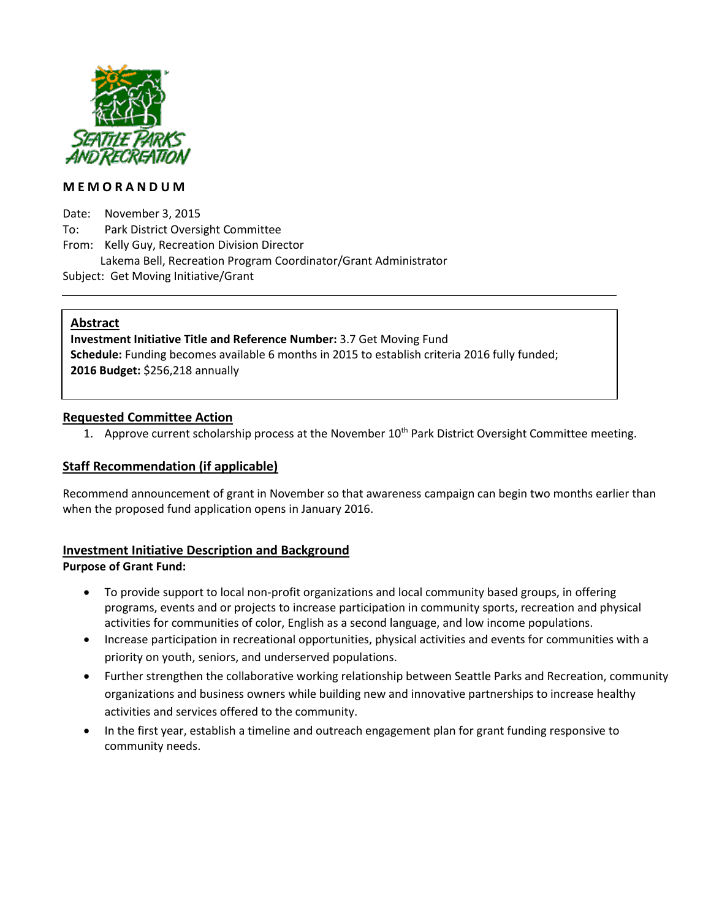**M E M O R A N D U M**

Date: November 3, 2015
To: Park District Oversight Committee
From: Kelly Guy, Recreation Division Director
Lakema Bell, Recreation Program Coordinator/Grant Administrator
Subject: Get Moving Initiative/Grant

---

## Abstract

**Investment Initiative Title and Reference Number:** 3.7 Get Moving Fund
**Schedule:** Funding becomes available 6 months in 2015 to establish criteria 2016 fully funded;
**2016 Budget:** $256,218 annually

## Requested Committee Action

1. Approve current scholarship process at the November 10th Park District Oversight Committee meeting.

## Staff Recommendation (if applicable)

Recommend announcement of grant in November so that awareness campaign can begin two months earlier than when the proposed fund application opens in January 2016.

## Investment Initiative Description and Background

**Purpose of Grant Fund:**

- To provide support to local non-profit organizations and local community based groups, in offering programs, events and or projects to increase participation in community sports, recreation and physical activities for communities of color, English as a second language, and low income populations.
- Increase participation in recreational opportunities, physical activities and events for communities with a priority on youth, seniors, and underserved populations.
- Further strengthen the collaborative working relationship between Seattle Parks and Recreation, community organizations and business owners while building new and innovative partnerships to increase healthy activities and services offered to the community.
- In the first year, establish a timeline and outreach engagement plan for grant funding responsive to community needs.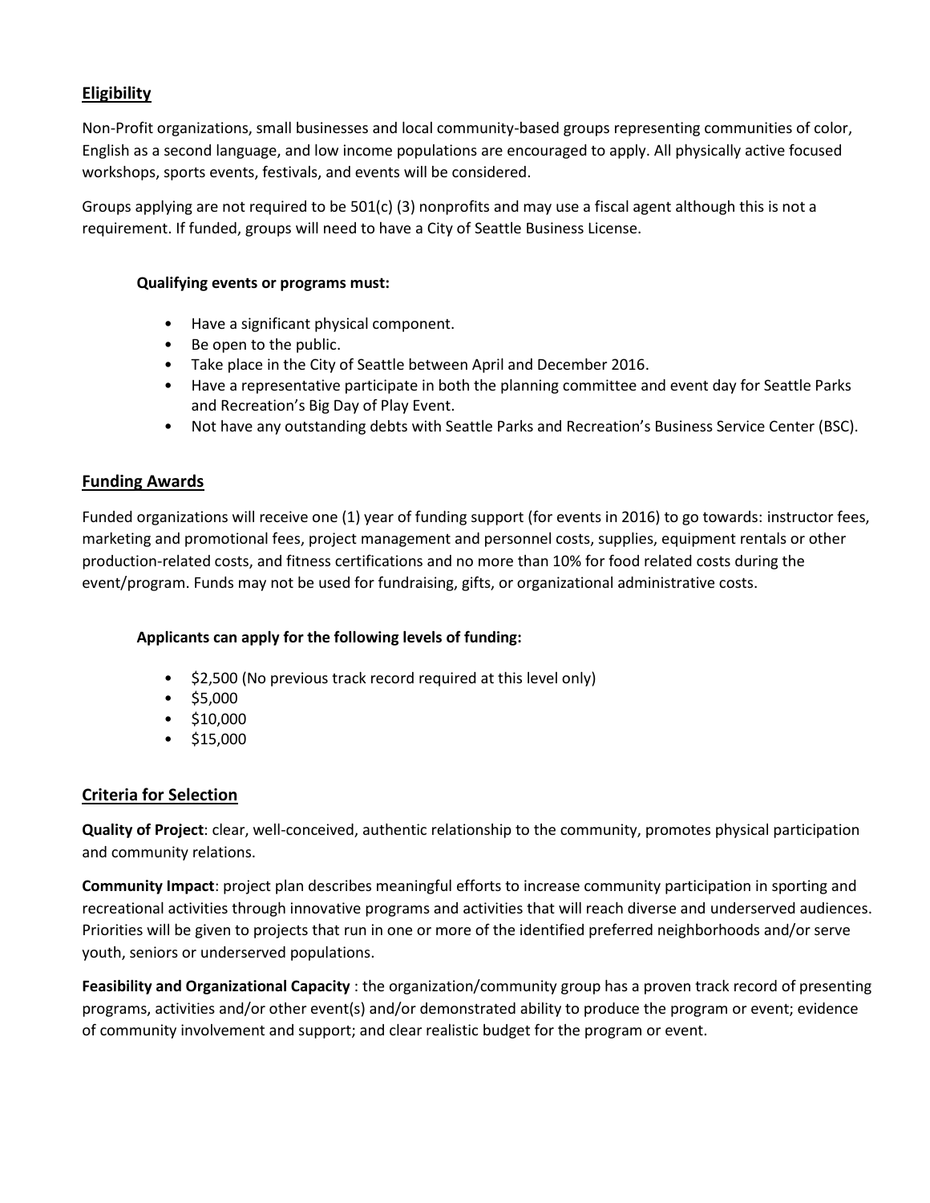## Eligibility

Non-Profit organizations, small businesses and local community-based groups representing communities of color, English as a second language, and low income populations are encouraged to apply. All physically active focused workshops, sports events, festivals, and events will be considered.

Groups applying are not required to be 501(c) (3) nonprofits and may use a fiscal agent although this is not a requirement. If funded, groups will need to have a City of Seattle Business License.

**Qualifying events or programs must:**

- Have a significant physical component.
- Be open to the public.
- Take place in the City of Seattle between April and December 2016.
- Have a representative participate in both the planning committee and event day for Seattle Parks and Recreation's Big Day of Play Event.
- Not have any outstanding debts with Seattle Parks and Recreation's Business Service Center (BSC).

## Funding Awards

Funded organizations will receive one (1) year of funding support (for events in 2016) to go towards: instructor fees, marketing and promotional fees, project management and personnel costs, supplies, equipment rentals or other production-related costs, and fitness certifications and no more than 10% for food related costs during the event/program. Funds may not be used for fundraising, gifts, or organizational administrative costs.

**Applicants can apply for the following levels of funding:**

- $2,500 (No previous track record required at this level only)
- $5,000
- $10,000
- $15,000

## Criteria for Selection

**Quality of Project**: clear, well-conceived, authentic relationship to the community, promotes physical participation and community relations.

**Community Impact**: project plan describes meaningful efforts to increase community participation in sporting and recreational activities through innovative programs and activities that will reach diverse and underserved audiences. Priorities will be given to projects that run in one or more of the identified preferred neighborhoods and/or serve youth, seniors or underserved populations.

**Feasibility and Organizational Capacity** : the organization/community group has a proven track record of presenting programs, activities and/or other event(s) and/or demonstrated ability to produce the program or event; evidence of community involvement and support; and clear realistic budget for the program or event.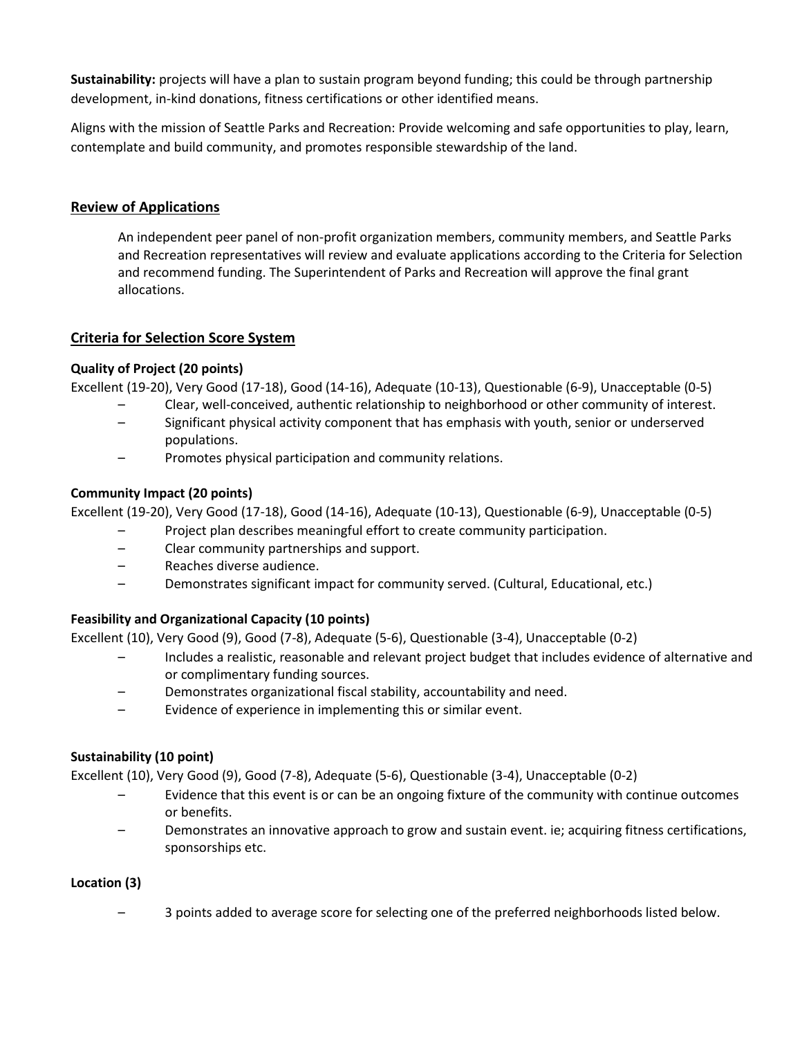**Sustainability:** projects will have a plan to sustain program beyond funding; this could be through partnership development, in-kind donations, fitness certifications or other identified means.

Aligns with the mission of Seattle Parks and Recreation: Provide welcoming and safe opportunities to play, learn, contemplate and build community, and promotes responsible stewardship of the land.

## Review of Applications

An independent peer panel of non-profit organization members, community members, and Seattle Parks and Recreation representatives will review and evaluate applications according to the Criteria for Selection and recommend funding. The Superintendent of Parks and Recreation will approve the final grant allocations.

## Criteria for Selection Score System

**Quality of Project (20 points)**

Excellent (19-20), Very Good (17-18), Good (14-16), Adequate (10-13), Questionable (6-9), Unacceptable (0-5)

- Clear, well-conceived, authentic relationship to neighborhood or other community of interest.
- Significant physical activity component that has emphasis with youth, senior or underserved populations.
- Promotes physical participation and community relations.

**Community Impact (20 points)**

Excellent (19-20), Very Good (17-18), Good (14-16), Adequate (10-13), Questionable (6-9), Unacceptable (0-5)

- Project plan describes meaningful effort to create community participation.
- Clear community partnerships and support.
- Reaches diverse audience.
- Demonstrates significant impact for community served. (Cultural, Educational, etc.)

**Feasibility and Organizational Capacity (10 points)**

Excellent (10), Very Good (9), Good (7-8), Adequate (5-6), Questionable (3-4), Unacceptable (0-2)

- Includes a realistic, reasonable and relevant project budget that includes evidence of alternative and or complimentary funding sources.
- Demonstrates organizational fiscal stability, accountability and need.
- Evidence of experience in implementing this or similar event.

**Sustainability (10 point)**

Excellent (10), Very Good (9), Good (7-8), Adequate (5-6), Questionable (3-4), Unacceptable (0-2)

- Evidence that this event is or can be an ongoing fixture of the community with continue outcomes or benefits.
- Demonstrates an innovative approach to grow and sustain event. ie; acquiring fitness certifications, sponsorships etc.

**Location (3)**

- 3 points added to average score for selecting one of the preferred neighborhoods listed below.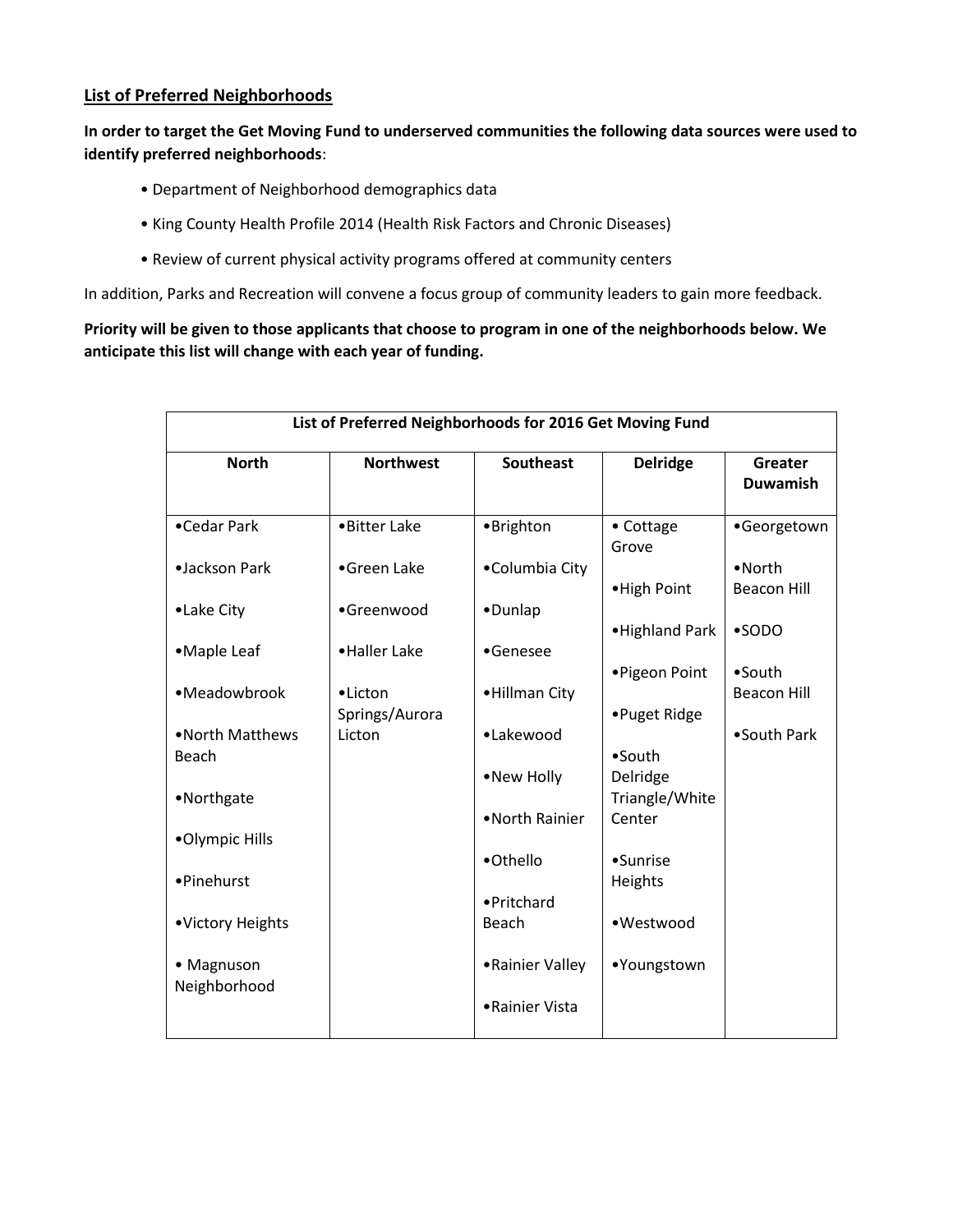## List of Preferred Neighborhoods

**In order to target the Get Moving Fund to underserved communities the following data sources were used to identify preferred neighborhoods**:

- Department of Neighborhood demographics data
- King County Health Profile 2014 (Health Risk Factors and Chronic Diseases)
- Review of current physical activity programs offered at community centers

In addition, Parks and Recreation will convene a focus group of community leaders to gain more feedback.

**Priority will be given to those applicants that choose to program in one of the neighborhoods below. We anticipate this list will change with each year of funding.**

| List of Preferred Neighborhoods for 2016 Get Moving Fund | | | | |
|---|---|---|---|---|
| **North** | **Northwest** | **Southeast** | **Delridge** | **Greater Duwamish** |
| •Cedar Park | •Bitter Lake | •Brighton | • Cottage Grove | •Georgetown |
| •Jackson Park | •Green Lake | •Columbia City | •High Point | •North Beacon Hill |
| •Lake City | •Greenwood | •Dunlap | •Highland Park | •SODO |
| •Maple Leaf | •Haller Lake | •Genesee | •Pigeon Point | •South Beacon Hill |
| •Meadowbrook | •Licton Springs/Aurora Licton | •Hillman City | •Puget Ridge | •South Park |
| •North Matthews Beach | | •Lakewood | •South Delridge Triangle/White Center | |
| •Northgate | | •New Holly | •Sunrise Heights | |
| •Olympic Hills | | •North Rainier | •Westwood | |
| •Pinehurst | | •Othello | •Youngstown | |
| •Victory Heights | | •Pritchard Beach | | |
| • Magnuson Neighborhood | | •Rainier Valley | | |
| | | •Rainier Vista | | |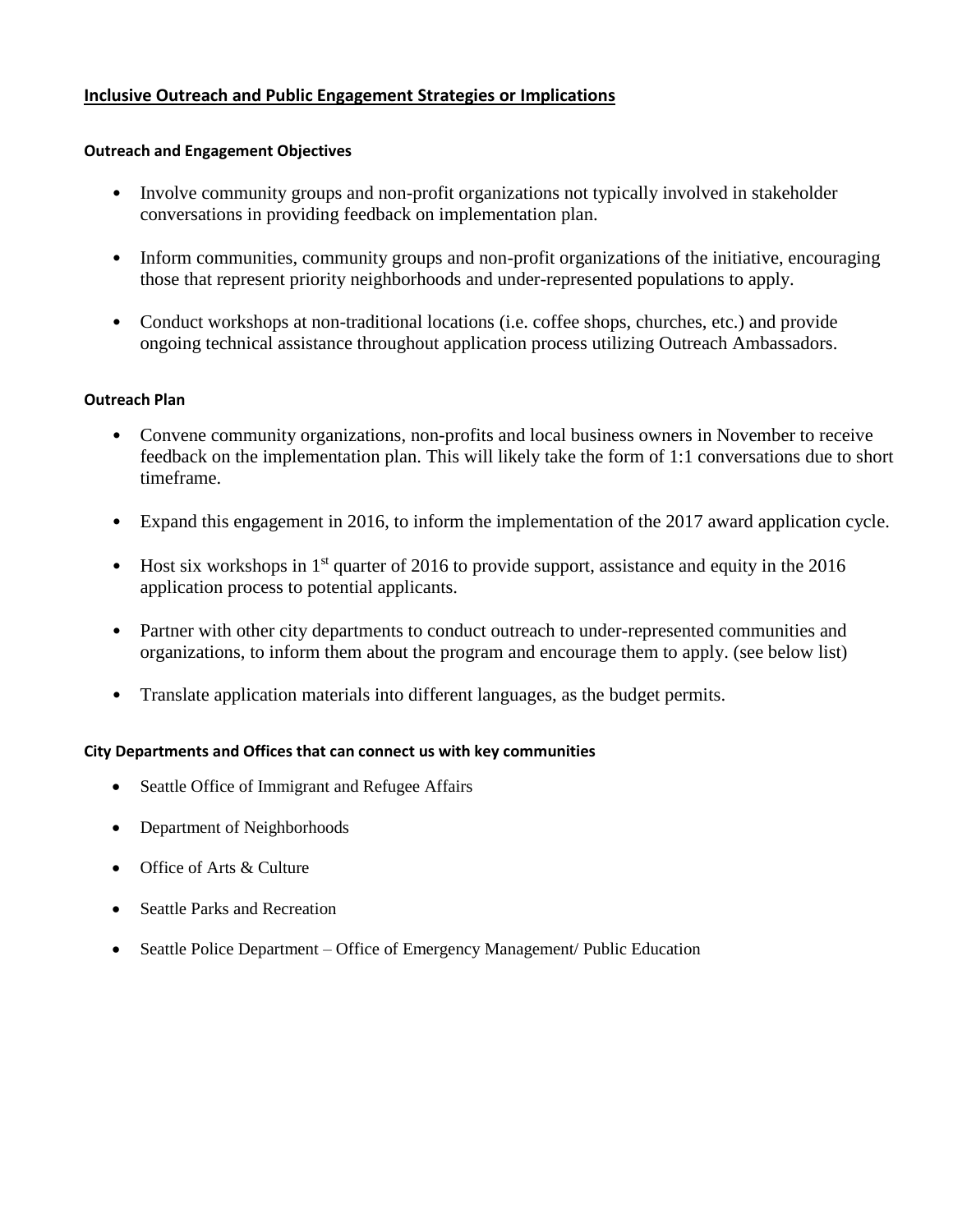## Inclusive Outreach and Public Engagement Strategies or Implications

### Outreach and Engagement Objectives

- Involve community groups and non-profit organizations not typically involved in stakeholder conversations in providing feedback on implementation plan.
- Inform communities, community groups and non-profit organizations of the initiative, encouraging those that represent priority neighborhoods and under-represented populations to apply.
- Conduct workshops at non-traditional locations (i.e. coffee shops, churches, etc.) and provide ongoing technical assistance throughout application process utilizing Outreach Ambassadors.

### Outreach Plan

- Convene community organizations, non-profits and local business owners in November to receive feedback on the implementation plan. This will likely take the form of 1:1 conversations due to short timeframe.
- Expand this engagement in 2016, to inform the implementation of the 2017 award application cycle.
- Host six workshops in 1st quarter of 2016 to provide support, assistance and equity in the 2016 application process to potential applicants.
- Partner with other city departments to conduct outreach to under-represented communities and organizations, to inform them about the program and encourage them to apply. (see below list)
- Translate application materials into different languages, as the budget permits.

### City Departments and Offices that can connect us with key communities

- Seattle Office of Immigrant and Refugee Affairs
- Department of Neighborhoods
- Office of Arts & Culture
- Seattle Parks and Recreation
- Seattle Police Department – Office of Emergency Management/ Public Education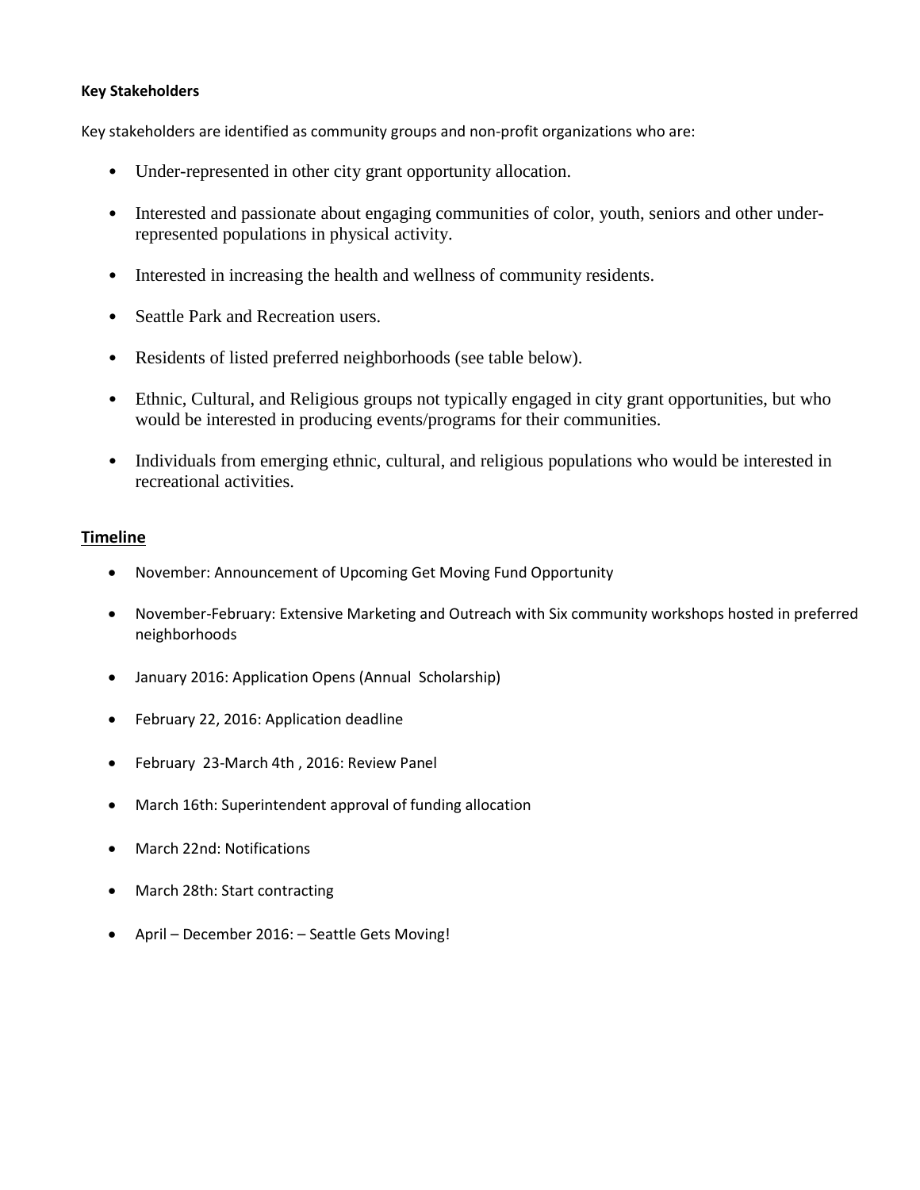**Key Stakeholders**

Key stakeholders are identified as community groups and non-profit organizations who are:

- Under-represented in other city grant opportunity allocation.
- Interested and passionate about engaging communities of color, youth, seniors and other under-represented populations in physical activity.
- Interested in increasing the health and wellness of community residents.
- Seattle Park and Recreation users.
- Residents of listed preferred neighborhoods (see table below).
- Ethnic, Cultural, and Religious groups not typically engaged in city grant opportunities, but who would be interested in producing events/programs for their communities.
- Individuals from emerging ethnic, cultural, and religious populations who would be interested in recreational activities.

## Timeline

- November: Announcement of Upcoming Get Moving Fund Opportunity
- November-February: Extensive Marketing and Outreach with Six community workshops hosted in preferred neighborhoods
- January 2016: Application Opens (Annual Scholarship)
- February 22, 2016: Application deadline
- February 23-March 4th , 2016: Review Panel
- March 16th: Superintendent approval of funding allocation
- March 22nd: Notifications
- March 28th: Start contracting
- April – December 2016: – Seattle Gets Moving!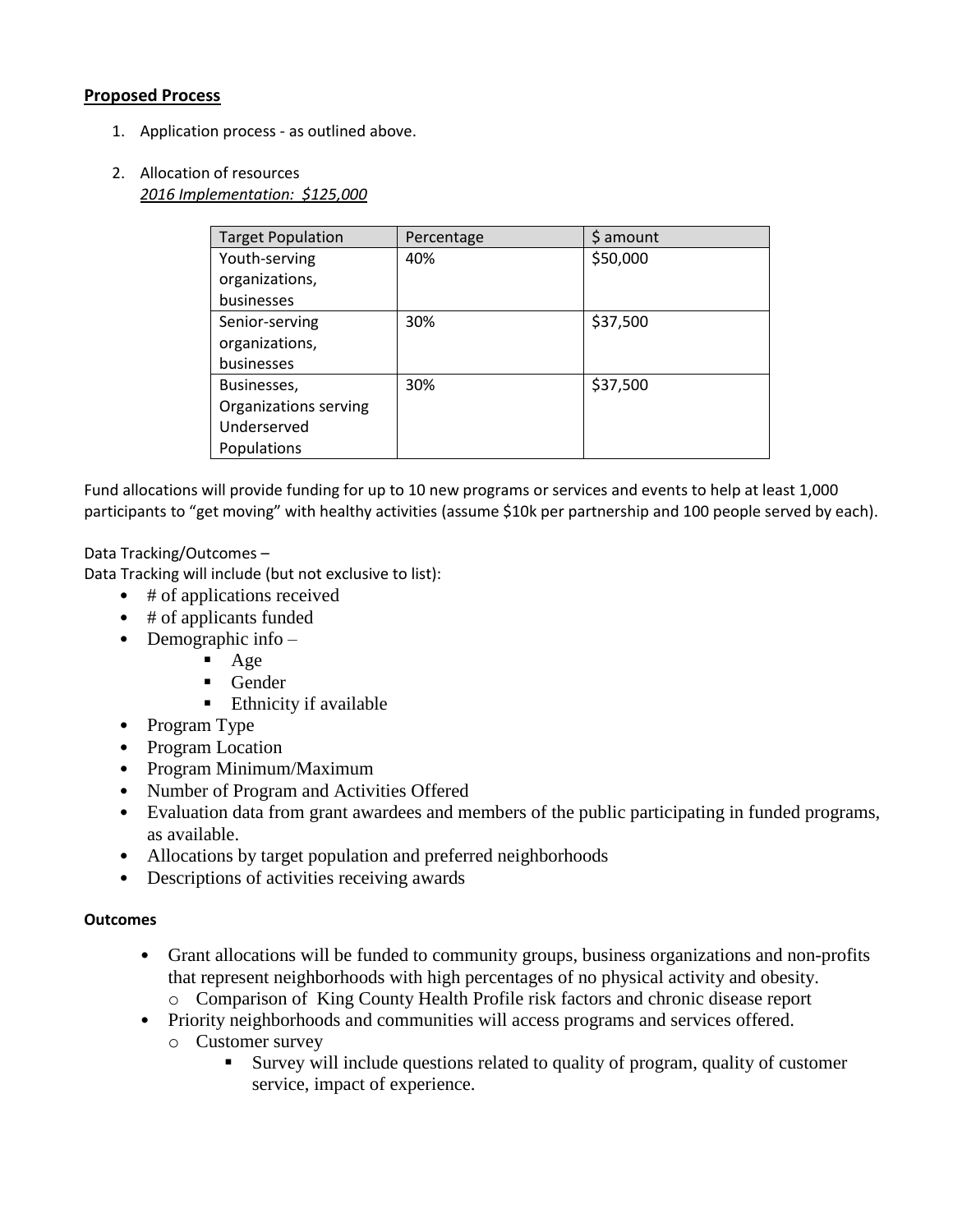**Proposed Process**

1. Application process - as outlined above.

2. Allocation of resources
   *2016 Implementation: $125,000*

| Target Population | Percentage | $ amount |
|---|---|---|
| Youth-serving organizations, businesses | 40% | $50,000 |
| Senior-serving organizations, businesses | 30% | $37,500 |
| Businesses, Organizations serving Underserved Populations | 30% | $37,500 |

Fund allocations will provide funding for up to 10 new programs or services and events to help at least 1,000 participants to "get moving" with healthy activities (assume $10k per partnership and 100 people served by each).

Data Tracking/Outcomes –
Data Tracking will include (but not exclusive to list):

- # of applications received
- # of applicants funded
- Demographic info –
  - Age
  - Gender
  - Ethnicity if available
- Program Type
- Program Location
- Program Minimum/Maximum
- Number of Program and Activities Offered
- Evaluation data from grant awardees and members of the public participating in funded programs, as available.
- Allocations by target population and preferred neighborhoods
- Descriptions of activities receiving awards

**Outcomes**

- Grant allocations will be funded to community groups, business organizations and non-profits that represent neighborhoods with high percentages of no physical activity and obesity.
  - Comparison of King County Health Profile risk factors and chronic disease report
- Priority neighborhoods and communities will access programs and services offered.
  - Customer survey
    - Survey will include questions related to quality of program, quality of customer service, impact of experience.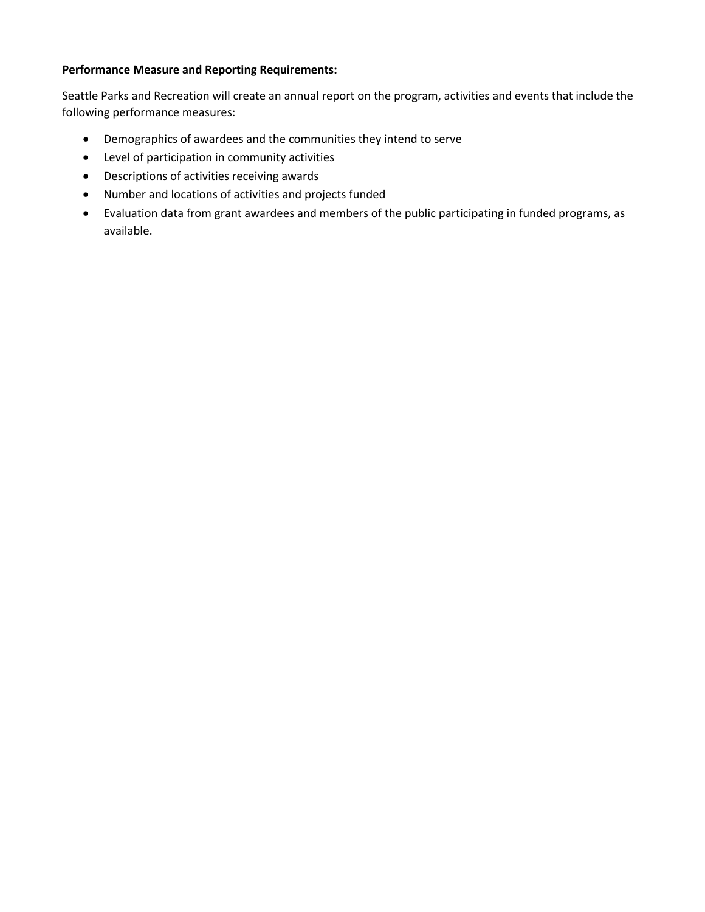**Performance Measure and Reporting Requirements:**

Seattle Parks and Recreation will create an annual report on the program, activities and events that include the following performance measures:

- Demographics of awardees and the communities they intend to serve
- Level of participation in community activities
- Descriptions of activities receiving awards
- Number and locations of activities and projects funded
- Evaluation data from grant awardees and members of the public participating in funded programs, as available.